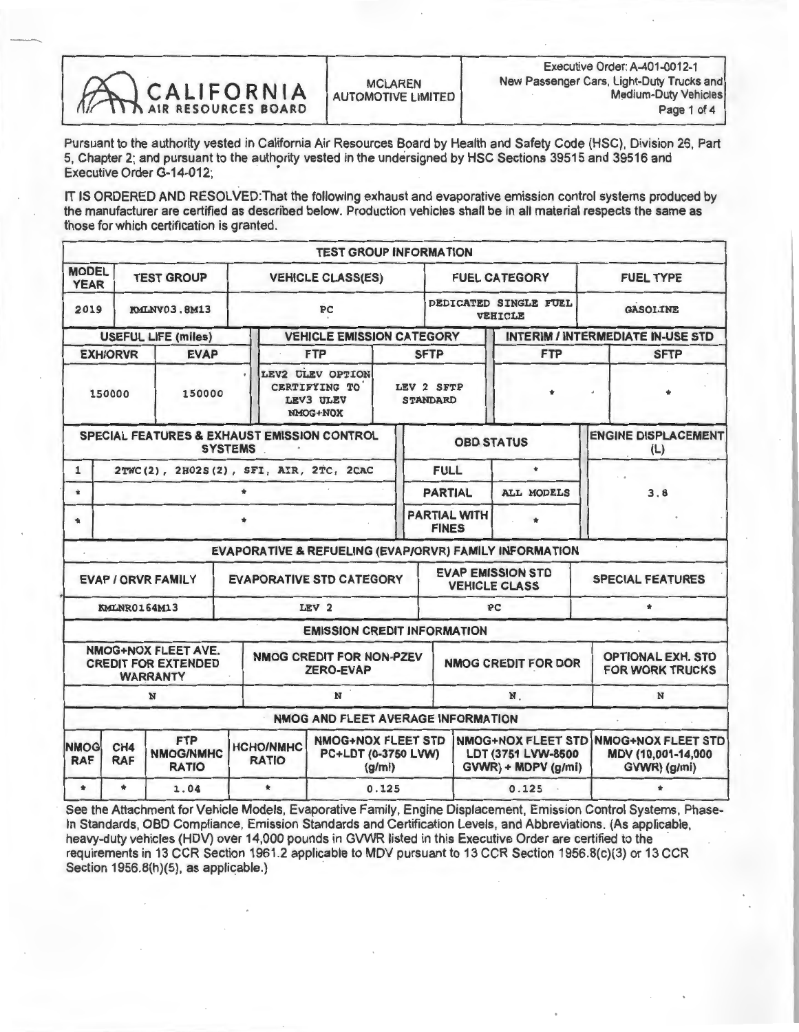CALIFORNIA AIR RESOURCES BOARD

MCLAREN AUTOMOTIVE LIMITED

Executive Order: A-401-0012-1
New Passenger Cars, Light-Duty Trucks and Medium-Duty Vehicles

Pursuant to the authority vested in California Air Resources Board by Health and Safety Code (HSC), Division 26, Part 5, Chapter 2; and pursuant to the authority vested in the undersigned by HSC Sections 39515 and 39516 and Executive Order G-14-012;

IT IS ORDERED AND RESOLVED:That the following exhaust and evaporative emission control systems produced by the manufacturer are certified as described below. Production vehicles shall be in all material respects the same as those for which certification is granted.

**TEST GROUP INFORMATION**

| MODEL YEAR | TEST GROUP | VEHICLE CLASS(ES) | FUEL CATEGORY | FUEL TYPE |
|---|---|---|---|---|
| 2019 | KMLNV03.8M13 | PC | DEDICATED SINGLE FUEL VEHICLE | GASOLINE |

| USEFUL LIFE (miles) | | VEHICLE EMISSION CATEGORY | | INTERIM / INTERMEDIATE IN-USE STD | |
|---|---|---|---|---|---|
| EXH/ORVR | EVAP | FTP | SFTP | FTP | SFTP |
| 150000 | 150000 | LEV2 ULEV OPTION CERTIFYING TO LEV3 ULEV NMOG+NOX | LEV 2 SFTP STANDARD | * | * |

| | SPECIAL FEATURES & EXHAUST EMISSION CONTROL SYSTEMS | OBD STATUS | | ENGINE DISPLACEMENT (L) |
|---|---|---|---|---|
| 1 | 2TWC(2), 2HO2S(2), SFI, AIR, 2TC, 2CAC | FULL | * | 3.8 |
| * | * | PARTIAL | ALL MODELS | |
| * | * | PARTIAL WITH FINES | * | |

**EVAPORATIVE & REFUELING (EVAP/ORVR) FAMILY INFORMATION**

| EVAP / ORVR FAMILY | EVAPORATIVE STD CATEGORY | EVAP EMISSION STD VEHICLE CLASS | SPECIAL FEATURES |
|---|---|---|---|
| KMLNR0164M13 | LEV 2 | PC | * |

**EMISSION CREDIT INFORMATION**

| NMOG+NOX FLEET AVE. CREDIT FOR EXTENDED WARRANTY | NMOG CREDIT FOR NON-PZEV ZERO-EVAP | NMOG CREDIT FOR DOR | OPTIONAL EXH. STD FOR WORK TRUCKS |
|---|---|---|---|
| N | N | N | N |

**NMOG AND FLEET AVERAGE INFORMATION**

| NMOG RAF | CH4 RAF | FTP NMOG/NMHC RATIO | HCHO/NMHC RATIO | NMOG+NOX FLEET STD PC+LDT (0-3750 LVW) (g/mi) | NMOG+NOX FLEET STD LDT (3751 LVW-8500 GVWR) + MDPV (g/mi) | NMOG+NOX FLEET STD MDV (10,001-14,000 GVWR) (g/mi) |
|---|---|---|---|---|---|---|
| * | * | 1.04 | * | 0.125 | 0.125 | * |

See the Attachment for Vehicle Models, Evaporative Family, Engine Displacement, Emission Control Systems, Phase-In Standards, OBD Compliance, Emission Standards and Certification Levels, and Abbreviations. (As applicable, heavy-duty vehicles (HDV) over 14,000 pounds in GVWR listed in this Executive Order are certified to the requirements in 13 CCR Section 1961.2 applicable to MDV pursuant to 13 CCR Section 1956.8(c)(3) or 13 CCR Section 1956.8(h)(5), as applicable.)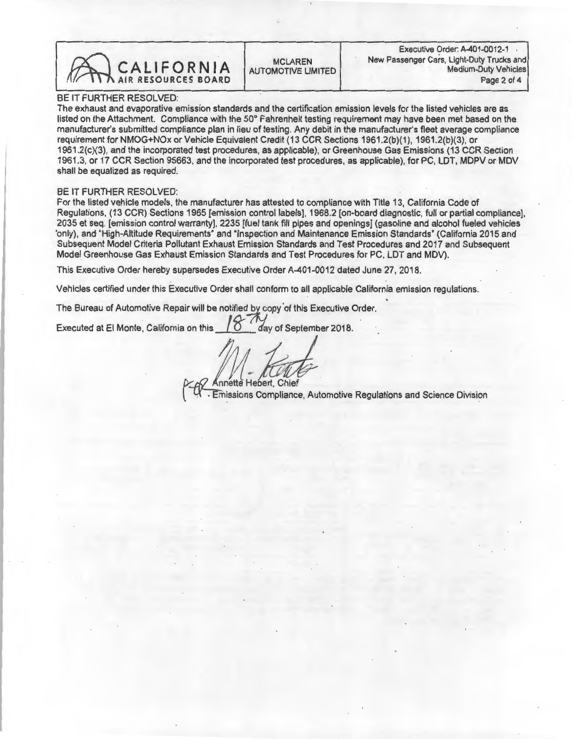BE IT FURTHER RESOLVED:
The exhaust and evaporative emission standards and the certification emission levels for the listed vehicles are as listed on the Attachment. Compliance with the 50° Fahrenheit testing requirement may have been met based on the manufacturer's submitted compliance plan in lieu of testing. Any debit in the manufacturer's fleet average compliance requirement for NMOG+NOx or Vehicle Equivalent Credit (13 CCR Sections 1961.2(b)(1), 1961.2(b)(3), or 1961.2(c)(3), and the incorporated test procedures, as applicable), or Greenhouse Gas Emissions (13 CCR Section 1961.3, or 17 CCR Section 95663, and the incorporated test procedures, as applicable), for PC, LDT, MDPV or MDV shall be equalized as required.

BE IT FURTHER RESOLVED:
For the listed vehicle models, the manufacturer has attested to compliance with Title 13, California Code of Regulations, (13 CCR) Sections 1965 [emission control labels], 1968.2 [on-board diagnostic, full or partial compliance], 2035 et seq. [emission control warranty], 2235 [fuel tank fill pipes and openings] (gasoline and alcohol fueled vehicles only), and "High-Altitude Requirements" and "Inspection and Maintenance Emission Standards" (California 2015 and Subsequent Model Criteria Pollutant Exhaust Emission Standards and Test Procedures and 2017 and Subsequent Model Greenhouse Gas Exhaust Emission Standards and Test Procedures for PC, LDT and MDV).

This Executive Order hereby supersedes Executive Order A-401-0012 dated June 27, 2018.

Vehicles certified under this Executive Order shall conform to all applicable California emission regulations.

The Bureau of Automotive Repair will be notified by copy of this Executive Order.

Executed at El Monte, California on this 18th day of September 2018.

Annette Hebert, Chief
Emissions Compliance, Automotive Regulations and Science Division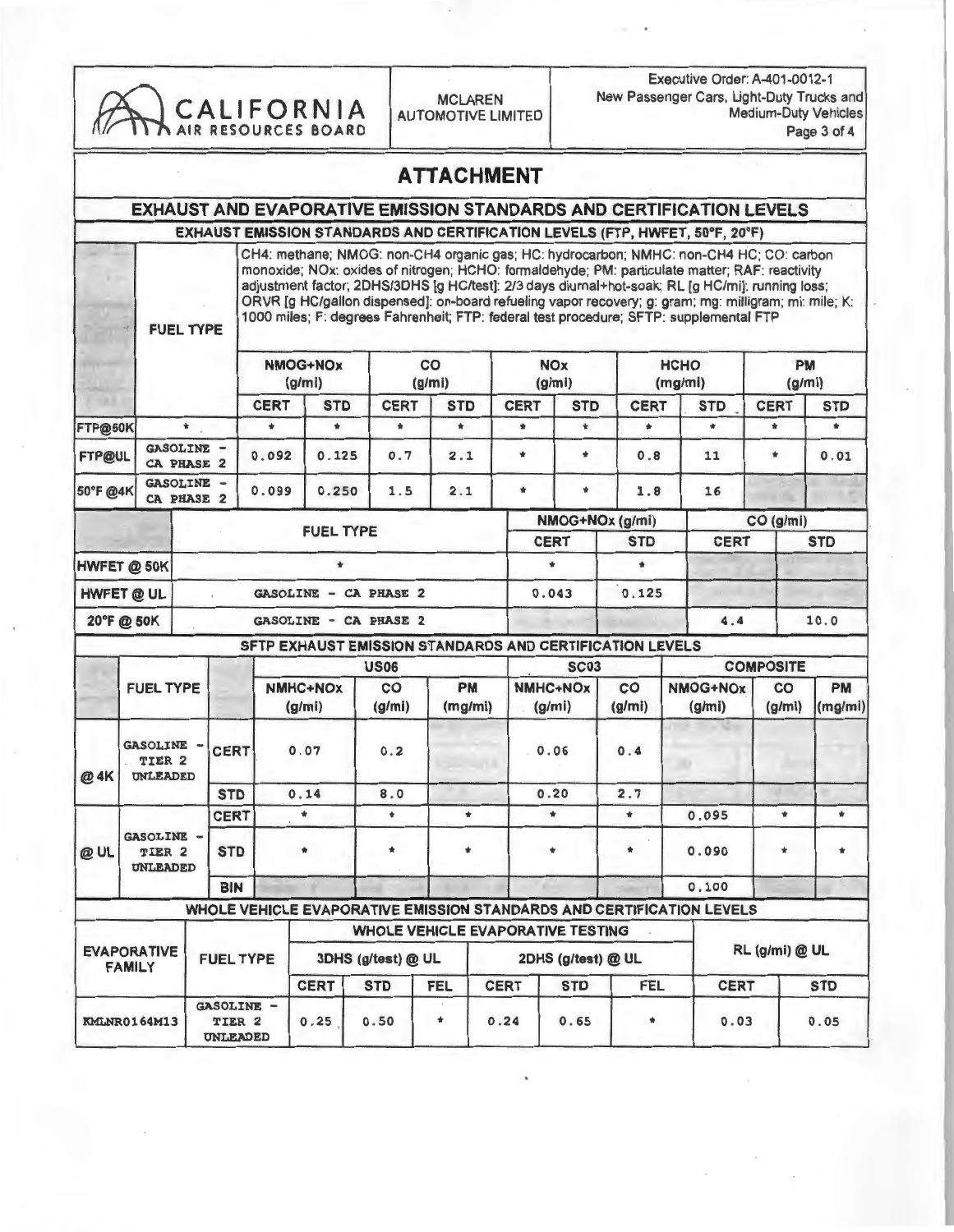| CALIFORNIA AIR RESOURCES BOARD | MCLAREN AUTOMOTIVE LIMITED | Executive Order: A-401-0012-1 New Passenger Cars, Light-Duty Trucks and Medium-Duty Vehicles |
|---|---|---|

# ATTACHMENT

## EXHAUST AND EVAPORATIVE EMISSION STANDARDS AND CERTIFICATION LEVELS

### EXHAUST EMISSION STANDARDS AND CERTIFICATION LEVELS (FTP, HWFET, 50°F, 20°F)

CH4: methane; NMOG: non-CH4 organic gas; HC: hydrocarbon; NMHC: non-CH4 HC; CO: carbon monoxide; NOx: oxides of nitrogen; HCHO: formaldehyde; PM: particulate matter; RAF: reactivity adjustment factor; 2DHS/3DHS [g HC/test]: 2/3 days diurnal+hot-soak; RL [g HC/mi]: running loss; ORVR [g HC/gallon dispensed]: on-board refueling vapor recovery; g: gram; mg: milligram; mi: mile; K: 1000 miles; F: degrees Fahrenheit; FTP: federal test procedure; SFTP: supplemental FTP

| | FUEL TYPE | NMOG+NOx (g/mi) | | CO (g/mi) | | NOx (g/mi) | | HCHO (mg/mi) | | PM (g/mi) | |
|---|---|---|---|---|---|---|---|---|---|---|---|
| | | CERT | STD | CERT | STD | CERT | STD | CERT | STD | CERT | STD |
| FTP@50K | * | * | * | * | * | * | * | * | * | * | * |
| FTP@UL | GASOLINE - CA PHASE 2 | 0.092 | 0.125 | 0.7 | 2.1 | * | * | 0.8 | 11 | * | 0.01 |
| 50°F @4K | GASOLINE - CA PHASE 2 | 0.099 | 0.250 | 1.5 | 2.1 | * | * | 1.8 | 16 | | |

| | FUEL TYPE | NMOG+NOx (g/mi) | | CO (g/mi) | |
|---|---|---|---|---|---|
| | | CERT | STD | CERT | STD |
| HWFET @ 50K | * | * | * | | |
| HWFET @ UL | GASOLINE - CA PHASE 2 | 0.043 | 0.125 | | |
| 20°F @ 50K | GASOLINE - CA PHASE 2 | | | 4.4 | 10.0 |

### SFTP EXHAUST EMISSION STANDARDS AND CERTIFICATION LEVELS

| | FUEL TYPE | | US06 NMHC+NOx (g/mi) | US06 CO (g/mi) | US06 PM (mg/mi) | SC03 NMHC+NOx (g/mi) | SC03 CO (g/mi) | COMPOSITE NMOG+NOx (g/mi) | COMPOSITE CO (g/mi) | COMPOSITE PM (mg/mi) |
|---|---|---|---|---|---|---|---|---|---|---|
| @ 4K | GASOLINE - TIER 2 UNLEADED | CERT | 0.07 | 0.2 | | 0.06 | 0.4 | | | |
| | | STD | 0.14 | 8.0 | | 0.20 | 2.7 | | | |
| @ UL | GASOLINE - TIER 2 UNLEADED | CERT | * | * | * | * | * | 0.095 | * | * |
| | | STD | * | * | * | * | * | 0.090 | * | * |
| | | BIN | | | | | | 0.100 | | |

### WHOLE VEHICLE EVAPORATIVE EMISSION STANDARDS AND CERTIFICATION LEVELS

| EVAPORATIVE FAMILY | FUEL TYPE | 3DHS (g/test) @ UL | | | 2DHS (g/test) @ UL | | | RL (g/mi) @ UL | |
|---|---|---|---|---|---|---|---|---|---|
| | | CERT | STD | FEL | CERT | STD | FEL | CERT | STD |
| KMLNR0164M13 | GASOLINE - TIER 2 UNLEADED | 0.25 | 0.50 | * | 0.24 | 0.65 | * | 0.03 | 0.05 |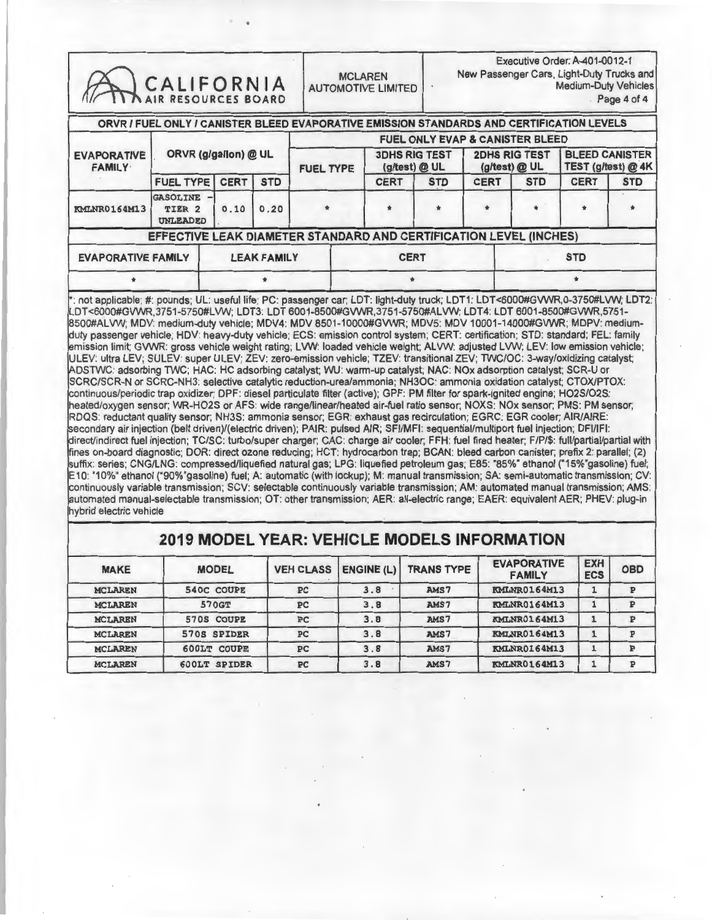CALIFORNIA AIR RESOURCES BOARD

MCLAREN AUTOMOTIVE LIMITED

Executive Order: A-401-0012-1
New Passenger Cars, Light-Duty Trucks and Medium-Duty Vehicles

## ORVR / FUEL ONLY / CANISTER BLEED EVAPORATIVE EMISSION STANDARDS AND CERTIFICATION LEVELS

| EVAPORATIVE FAMILY | ORVR (g/gallon) @ UL | | | FUEL ONLY EVAP & CANISTER BLEED | | | | | | |
|---|---|---|---|---|---|---|---|---|---|---|
| | | | | FUEL TYPE | 3DHS RIG TEST (g/test) @ UL | | 2DHS RIG TEST (g/test) @ UL | | BLEED CANISTER TEST (g/test) @ 4K | |
| | FUEL TYPE | CERT | STD | | CERT | STD | CERT | STD | CERT | STD |
| KMLNR0164M13 | GASOLINE - TIER 2 UNLEADED | 0.10 | 0.20 | * | * | * | * | * | * | * |

## EFFECTIVE LEAK DIAMETER STANDARD AND CERTIFICATION LEVEL (INCHES)

| EVAPORATIVE FAMILY | LEAK FAMILY | CERT | STD |
|---|---|---|---|
| * | * | * | * |

*: not applicable; #: pounds; UL: useful life; PC: passenger car; LDT: light-duty truck; LDT1: LDT<6000#GVWR,0-3750#LVW; LDT2: LDT<6000#GVWR,3751-5750#LVW; LDT3: LDT 6001-8500#GVWR,3751-5750#ALVW; LDT4: LDT 6001-8500#GVWR,5751-8500#ALVW; MDV: medium-duty vehicle; MDV4: MDV 8501-10000#GVWR; MDV5: MDV 10001-14000#GVWR; MDPV: medium-duty passenger vehicle; HDV: heavy-duty vehicle; ECS: emission control system; CERT: certification; STD: standard; FEL: family emission limit; GVWR: gross vehicle weight rating; LVW: loaded vehicle weight; ALVW: adjusted LVW; LEV: low emission vehicle; ULEV: ultra LEV; SULEV: super ULEV; ZEV: zero-emission vehicle; TZEV: transitional ZEV; TWC/OC: 3-way/oxidizing catalyst; ADSTWC: adsorbing TWC; HAC: HC adsorbing catalyst; WU: warm-up catalyst; NAC: NOx adsorption catalyst; SCR-U or SCRC/SCR-N or SCRC-NH3: selective catalytic reduction-urea/ammonia; NH3OC: ammonia oxidation catalyst; CTOX/PTOX: continuous/periodic trap oxidizer; DPF: diesel particulate filter (active); GPF: PM filter for spark-ignited engine; HO2S/O2S: heated/oxygen sensor; WR-HO2S or AFS: wide range/linear/heated air-fuel ratio sensor; NOXS: NOx sensor; PMS: PM sensor; RDQS: reductant quality sensor; NH3S: ammonia sensor; EGR: exhaust gas recirculation; EGRC: EGR cooler; AIR/AIRE: secondary air injection (belt driven)/(electric driven); PAIR: pulsed AIR; SFI/MFI: sequential/multiport fuel injection; DFI/IFI: direct/indirect fuel injection; TC/SC: turbo/super charger; CAC: charge air cooler; FFH: fuel fired heater; F/P/$: full/partial/partial with fines on-board diagnostic; DOR: direct ozone reducing; HCT: hydrocarbon trap; BCAN: bleed carbon canister; prefix 2: parallel; (2) suffix: series; CNG/LNG: compressed/liquefied natural gas; LPG: liquefied petroleum gas; E85: "85%" ethanol ("15%"gasoline) fuel; E10: "10%" ethanol ("90%"gasoline) fuel; A: automatic (with lockup); M: manual transmission; SA: semi-automatic transmission; CV: continuously variable transmission; SCV: selectable continuously variable transmission; AM: automated manual transmission; AMS: automated manual-selectable transmission; OT: other transmission; AER: all-electric range; EAER: equivalent AER; PHEV: plug-in hybrid electric vehicle

## 2019 MODEL YEAR: VEHICLE MODELS INFORMATION

| MAKE | MODEL | VEH CLASS | ENGINE (L) | TRANS TYPE | EVAPORATIVE FAMILY | EXH ECS | OBD |
|---|---|---|---|---|---|---|---|
| MCLAREN | 540C COUPE | PC | 3.8 | AMS7 | KMLNR0164M13 | 1 | P |
| MCLAREN | 570GT | PC | 3.8 | AMS7 | KMLNR0164M13 | 1 | P |
| MCLAREN | 570S COUPE | PC | 3.8 | AMS7 | KMLNR0164M13 | 1 | P |
| MCLAREN | 570S SPIDER | PC | 3.8 | AMS7 | KMLNR0164M13 | 1 | P |
| MCLAREN | 600LT COUPE | PC | 3.8 | AMS7 | KMLNR0164M13 | 1 | P |
| MCLAREN | 600LT SPIDER | PC | 3.8 | AMS7 | KMLNR0164M13 | 1 | P |